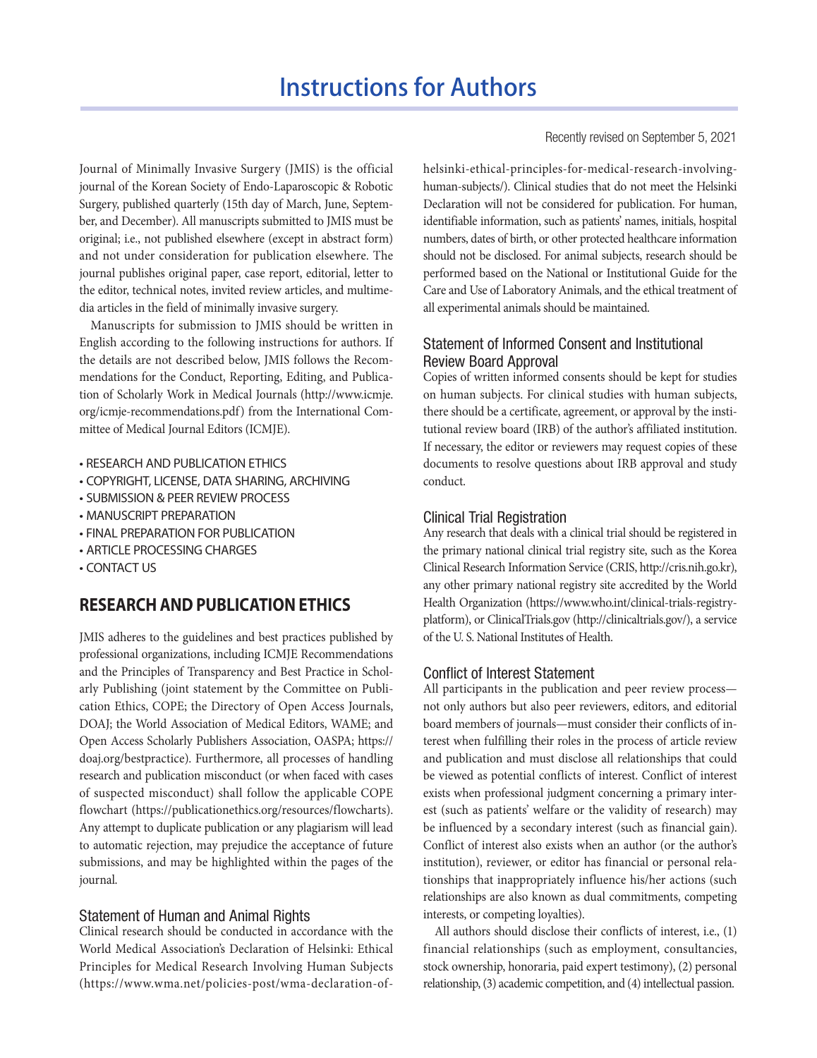# Instructions for Authors

Recently revised on September 5, 2021

Journal of Minimally Invasive Surgery (JMIS) is the official journal of the Korean Society of Endo-Laparoscopic & Robotic Surgery, published quarterly (15th day of March, June, September, and December). All manuscripts submitted to JMIS must be original; i.e., not published elsewhere (except in abstract form) and not under consideration for publication elsewhere. The journal publishes original paper, case report, editorial, letter to the editor, technical notes, invited review articles, and multimedia articles in the field of minimally invasive surgery.

Manuscripts for submission to JMIS should be written in English according to the following instructions for authors. If the details are not described below, JMIS follows the Recommendations for the Conduct, Reporting, Editing, and Publication of Scholarly Work in Medical Journals (http://www.icmje.org/icmje-recommendations.pdf) from the International Committee of Medical Journal Editors (ICMJE).

- RESEARCH AND PUBLICATION ETHICS
- COPYRIGHT, LICENSE, DATA SHARING, ARCHIVING
- SUBMISSION & PEER REVIEW PROCESS
- MANUSCRIPT PREPARATION
- FINAL PREPARATION FOR PUBLICATION
- ARTICLE PROCESSING CHARGES
- CONTACT US

## RESEARCH AND PUBLICATION ETHICS

JMIS adheres to the guidelines and best practices published by professional organizations, including ICMJE Recommendations and the Principles of Transparency and Best Practice in Scholarly Publishing (joint statement by the Committee on Publication Ethics, COPE; the Directory of Open Access Journals, DOAJ; the World Association of Medical Editors, WAME; and Open Access Scholarly Publishers Association, OASPA; https://doaj.org/bestpractice). Furthermore, all processes of handling research and publication misconduct (or when faced with cases of suspected misconduct) shall follow the applicable COPE flowchart (https://publicationethics.org/resources/flowcharts). Any attempt to duplicate publication or any plagiarism will lead to automatic rejection, may prejudice the acceptance of future submissions, and may be highlighted within the pages of the journal.

### Statement of Human and Animal Rights

Clinical research should be conducted in accordance with the World Medical Association's Declaration of Helsinki: Ethical Principles for Medical Research Involving Human Subjects (https://www.wma.net/policies-post/wma-declaration-of-helsinki-ethical-principles-for-medical-research-involving-human-subjects/). Clinical studies that do not meet the Helsinki Declaration will not be considered for publication. For human, identifiable information, such as patients' names, initials, hospital numbers, dates of birth, or other protected healthcare information should not be disclosed. For animal subjects, research should be performed based on the National or Institutional Guide for the Care and Use of Laboratory Animals, and the ethical treatment of all experimental animals should be maintained.

### Statement of Informed Consent and Institutional Review Board Approval

Copies of written informed consents should be kept for studies on human subjects. For clinical studies with human subjects, there should be a certificate, agreement, or approval by the institutional review board (IRB) of the author's affiliated institution. If necessary, the editor or reviewers may request copies of these documents to resolve questions about IRB approval and study conduct.

### Clinical Trial Registration

Any research that deals with a clinical trial should be registered in the primary national clinical trial registry site, such as the Korea Clinical Research Information Service (CRIS, http://cris.nih.go.kr), any other primary national registry site accredited by the World Health Organization (https://www.who.int/clinical-trials-registry-platform), or ClinicalTrials.gov (http://clinicaltrials.gov/), a service of the U. S. National Institutes of Health.

### Conflict of Interest Statement

All participants in the publication and peer review process—not only authors but also peer reviewers, editors, and editorial board members of journals—must consider their conflicts of interest when fulfilling their roles in the process of article review and publication and must disclose all relationships that could be viewed as potential conflicts of interest. Conflict of interest exists when professional judgment concerning a primary interest (such as patients' welfare or the validity of research) may be influenced by a secondary interest (such as financial gain). Conflict of interest also exists when an author (or the author's institution), reviewer, or editor has financial or personal relationships that inappropriately influence his/her actions (such relationships are also known as dual commitments, competing interests, or competing loyalties).

All authors should disclose their conflicts of interest, i.e., (1) financial relationships (such as employment, consultancies, stock ownership, honoraria, paid expert testimony), (2) personal relationship, (3) academic competition, and (4) intellectual passion.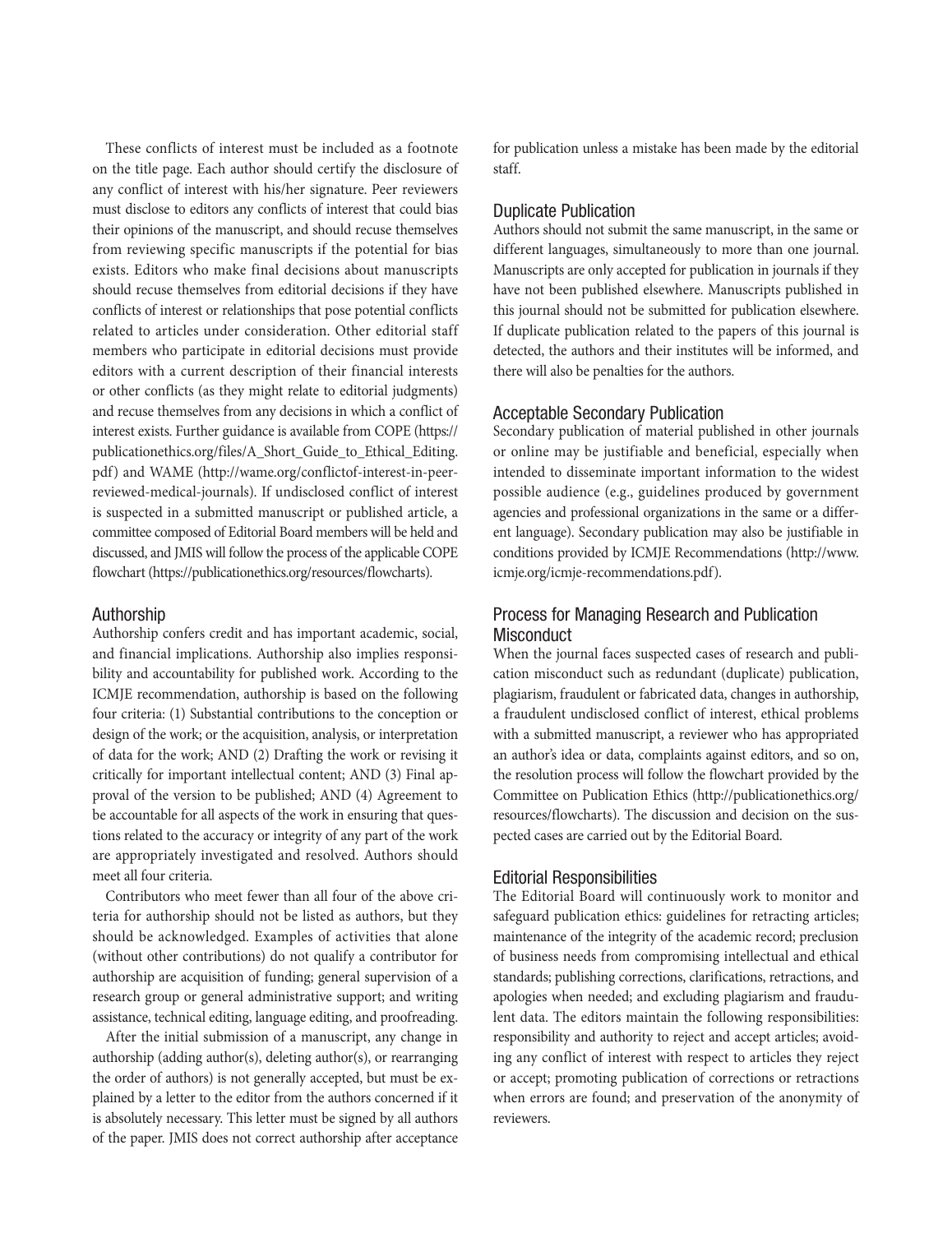These conflicts of interest must be included as a footnote on the title page. Each author should certify the disclosure of any conflict of interest with his/her signature. Peer reviewers must disclose to editors any conflicts of interest that could bias their opinions of the manuscript, and should recuse themselves from reviewing specific manuscripts if the potential for bias exists. Editors who make final decisions about manuscripts should recuse themselves from editorial decisions if they have conflicts of interest or relationships that pose potential conflicts related to articles under consideration. Other editorial staff members who participate in editorial decisions must provide editors with a current description of their financial interests or other conflicts (as they might relate to editorial judgments) and recuse themselves from any decisions in which a conflict of interest exists. Further guidance is available from COPE (https://publicationethics.org/files/A_Short_Guide_to_Ethical_Editing.pdf) and WAME (http://wame.org/conflictof-interest-in-peer-reviewed-medical-journals). If undisclosed conflict of interest is suspected in a submitted manuscript or published article, a committee composed of Editorial Board members will be held and discussed, and JMIS will follow the process of the applicable COPE flowchart (https://publicationethics.org/resources/flowcharts).

## Authorship

Authorship confers credit and has important academic, social, and financial implications. Authorship also implies responsibility and accountability for published work. According to the ICMJE recommendation, authorship is based on the following four criteria: (1) Substantial contributions to the conception or design of the work; or the acquisition, analysis, or interpretation of data for the work; AND (2) Drafting the work or revising it critically for important intellectual content; AND (3) Final approval of the version to be published; AND (4) Agreement to be accountable for all aspects of the work in ensuring that questions related to the accuracy or integrity of any part of the work are appropriately investigated and resolved. Authors should meet all four criteria.

Contributors who meet fewer than all four of the above criteria for authorship should not be listed as authors, but they should be acknowledged. Examples of activities that alone (without other contributions) do not qualify a contributor for authorship are acquisition of funding; general supervision of a research group or general administrative support; and writing assistance, technical editing, language editing, and proofreading.

After the initial submission of a manuscript, any change in authorship (adding author(s), deleting author(s), or rearranging the order of authors) is not generally accepted, but must be explained by a letter to the editor from the authors concerned if it is absolutely necessary. This letter must be signed by all authors of the paper. JMIS does not correct authorship after acceptance for publication unless a mistake has been made by the editorial staff.

## Duplicate Publication

Authors should not submit the same manuscript, in the same or different languages, simultaneously to more than one journal. Manuscripts are only accepted for publication in journals if they have not been published elsewhere. Manuscripts published in this journal should not be submitted for publication elsewhere. If duplicate publication related to the papers of this journal is detected, the authors and their institutes will be informed, and there will also be penalties for the authors.

## Acceptable Secondary Publication

Secondary publication of material published in other journals or online may be justifiable and beneficial, especially when intended to disseminate important information to the widest possible audience (e.g., guidelines produced by government agencies and professional organizations in the same or a different language). Secondary publication may also be justifiable in conditions provided by ICMJE Recommendations (http://www.icmje.org/icmje-recommendations.pdf).

## Process for Managing Research and Publication Misconduct

When the journal faces suspected cases of research and publication misconduct such as redundant (duplicate) publication, plagiarism, fraudulent or fabricated data, changes in authorship, a fraudulent undisclosed conflict of interest, ethical problems with a submitted manuscript, a reviewer who has appropriated an author's idea or data, complaints against editors, and so on, the resolution process will follow the flowchart provided by the Committee on Publication Ethics (http://publicationethics.org/resources/flowcharts). The discussion and decision on the suspected cases are carried out by the Editorial Board.

## Editorial Responsibilities

The Editorial Board will continuously work to monitor and safeguard publication ethics: guidelines for retracting articles; maintenance of the integrity of the academic record; preclusion of business needs from compromising intellectual and ethical standards; publishing corrections, clarifications, retractions, and apologies when needed; and excluding plagiarism and fraudulent data. The editors maintain the following responsibilities: responsibility and authority to reject and accept articles; avoiding any conflict of interest with respect to articles they reject or accept; promoting publication of corrections or retractions when errors are found; and preservation of the anonymity of reviewers.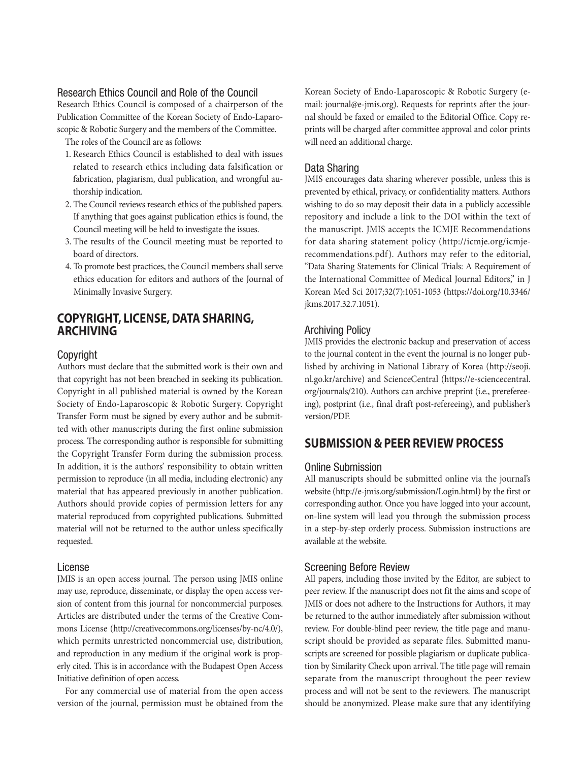### Research Ethics Council and Role of the Council

Research Ethics Council is composed of a chairperson of the Publication Committee of the Korean Society of Endo-Laparoscopic & Robotic Surgery and the members of the Committee.

The roles of the Council are as follows:

1. Research Ethics Council is established to deal with issues related to research ethics including data falsification or fabrication, plagiarism, dual publication, and wrongful authorship indication.
2. The Council reviews research ethics of the published papers. If anything that goes against publication ethics is found, the Council meeting will be held to investigate the issues.
3. The results of the Council meeting must be reported to board of directors.
4. To promote best practices, the Council members shall serve ethics education for editors and authors of the Journal of Minimally Invasive Surgery.

## COPYRIGHT, LICENSE, DATA SHARING, ARCHIVING

### Copyright

Authors must declare that the submitted work is their own and that copyright has not been breached in seeking its publication. Copyright in all published material is owned by the Korean Society of Endo-Laparoscopic & Robotic Surgery. Copyright Transfer Form must be signed by every author and be submitted with other manuscripts during the first online submission process. The corresponding author is responsible for submitting the Copyright Transfer Form during the submission process. In addition, it is the authors' responsibility to obtain written permission to reproduce (in all media, including electronic) any material that has appeared previously in another publication. Authors should provide copies of permission letters for any material reproduced from copyrighted publications. Submitted material will not be returned to the author unless specifically requested.

### License

JMIS is an open access journal. The person using JMIS online may use, reproduce, disseminate, or display the open access version of content from this journal for noncommercial purposes. Articles are distributed under the terms of the Creative Commons License (http://creativecommons.org/licenses/by-nc/4.0/), which permits unrestricted noncommercial use, distribution, and reproduction in any medium if the original work is properly cited. This is in accordance with the Budapest Open Access Initiative definition of open access.

For any commercial use of material from the open access version of the journal, permission must be obtained from the Korean Society of Endo-Laparoscopic & Robotic Surgery (e-mail: journal@e-jmis.org). Requests for reprints after the journal should be faxed or emailed to the Editorial Office. Copy reprints will be charged after committee approval and color prints will need an additional charge.

### Data Sharing

JMIS encourages data sharing wherever possible, unless this is prevented by ethical, privacy, or confidentiality matters. Authors wishing to do so may deposit their data in a publicly accessible repository and include a link to the DOI within the text of the manuscript. JMIS accepts the ICMJE Recommendations for data sharing statement policy (http://icmje.org/icmje-recommendations.pdf). Authors may refer to the editorial, "Data Sharing Statements for Clinical Trials: A Requirement of the International Committee of Medical Journal Editors," in J Korean Med Sci 2017;32(7):1051-1053 (https://doi.org/10.3346/jkms.2017.32.7.1051).

### Archiving Policy

JMIS provides the electronic backup and preservation of access to the journal content in the event the journal is no longer published by archiving in National Library of Korea (http://seoji.nl.go.kr/archive) and ScienceCentral (https://e-sciencecentral.org/journals/210). Authors can archive preprint (i.e., prerefereeing), postprint (i.e., final draft post-refereeing), and publisher's version/PDF.

## SUBMISSION & PEER REVIEW PROCESS

### Online Submission

All manuscripts should be submitted online via the journal's website (http://e-jmis.org/submission/Login.html) by the first or corresponding author. Once you have logged into your account, on-line system will lead you through the submission process in a step-by-step orderly process. Submission instructions are available at the website.

### Screening Before Review

All papers, including those invited by the Editor, are subject to peer review. If the manuscript does not fit the aims and scope of JMIS or does not adhere to the Instructions for Authors, it may be returned to the author immediately after submission without review. For double-blind peer review, the title page and manuscript should be provided as separate files. Submitted manuscripts are screened for possible plagiarism or duplicate publication by Similarity Check upon arrival. The title page will remain separate from the manuscript throughout the peer review process and will not be sent to the reviewers. The manuscript should be anonymized. Please make sure that any identifying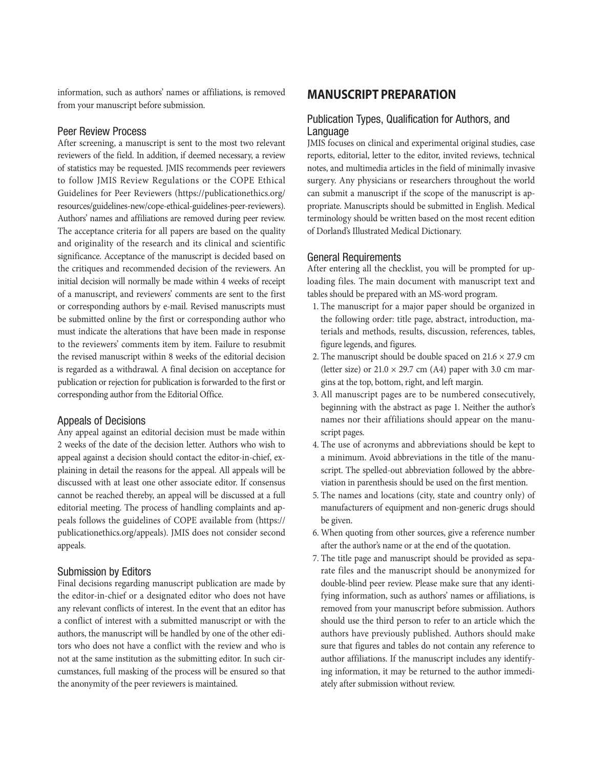information, such as authors' names or affiliations, is removed from your manuscript before submission.

### Peer Review Process

After screening, a manuscript is sent to the most two relevant reviewers of the field. In addition, if deemed necessary, a review of statistics may be requested. JMIS recommends peer reviewers to follow JMIS Review Regulations or the COPE Ethical Guidelines for Peer Reviewers (https://publicationethics.org/resources/guidelines-new/cope-ethical-guidelines-peer-reviewers). Authors' names and affiliations are removed during peer review. The acceptance criteria for all papers are based on the quality and originality of the research and its clinical and scientific significance. Acceptance of the manuscript is decided based on the critiques and recommended decision of the reviewers. An initial decision will normally be made within 4 weeks of receipt of a manuscript, and reviewers' comments are sent to the first or corresponding authors by e-mail. Revised manuscripts must be submitted online by the first or corresponding author who must indicate the alterations that have been made in response to the reviewers' comments item by item. Failure to resubmit the revised manuscript within 8 weeks of the editorial decision is regarded as a withdrawal. A final decision on acceptance for publication or rejection for publication is forwarded to the first or corresponding author from the Editorial Office.

### Appeals of Decisions

Any appeal against an editorial decision must be made within 2 weeks of the date of the decision letter. Authors who wish to appeal against a decision should contact the editor-in-chief, explaining in detail the reasons for the appeal. All appeals will be discussed with at least one other associate editor. If consensus cannot be reached thereby, an appeal will be discussed at a full editorial meeting. The process of handling complaints and appeals follows the guidelines of COPE available from (https://publicationethics.org/appeals). JMIS does not consider second appeals.

### Submission by Editors

Final decisions regarding manuscript publication are made by the editor-in-chief or a designated editor who does not have any relevant conflicts of interest. In the event that an editor has a conflict of interest with a submitted manuscript or with the authors, the manuscript will be handled by one of the other editors who does not have a conflict with the review and who is not at the same institution as the submitting editor. In such circumstances, full masking of the process will be ensured so that the anonymity of the peer reviewers is maintained.

## MANUSCRIPT PREPARATION

### Publication Types, Qualification for Authors, and Language

JMIS focuses on clinical and experimental original studies, case reports, editorial, letter to the editor, invited reviews, technical notes, and multimedia articles in the field of minimally invasive surgery. Any physicians or researchers throughout the world can submit a manuscript if the scope of the manuscript is appropriate. Manuscripts should be submitted in English. Medical terminology should be written based on the most recent edition of Dorland's Illustrated Medical Dictionary.

### General Requirements

After entering all the checklist, you will be prompted for uploading files. The main document with manuscript text and tables should be prepared with an MS-word program.

1. The manuscript for a major paper should be organized in the following order: title page, abstract, introduction, materials and methods, results, discussion, references, tables, figure legends, and figures.
2. The manuscript should be double spaced on $21.6 \times 27.9$ cm (letter size) or $21.0 \times 29.7$ cm (A4) paper with 3.0 cm margins at the top, bottom, right, and left margin.
3. All manuscript pages are to be numbered consecutively, beginning with the abstract as page 1. Neither the author's names nor their affiliations should appear on the manuscript pages.
4. The use of acronyms and abbreviations should be kept to a minimum. Avoid abbreviations in the title of the manuscript. The spelled-out abbreviation followed by the abbreviation in parenthesis should be used on the first mention.
5. The names and locations (city, state and country only) of manufacturers of equipment and non-generic drugs should be given.
6. When quoting from other sources, give a reference number after the author's name or at the end of the quotation.
7. The title page and manuscript should be provided as separate files and the manuscript should be anonymized for double-blind peer review. Please make sure that any identifying information, such as authors' names or affiliations, is removed from your manuscript before submission. Authors should use the third person to refer to an article which the authors have previously published. Authors should make sure that figures and tables do not contain any reference to author affiliations. If the manuscript includes any identifying information, it may be returned to the author immediately after submission without review.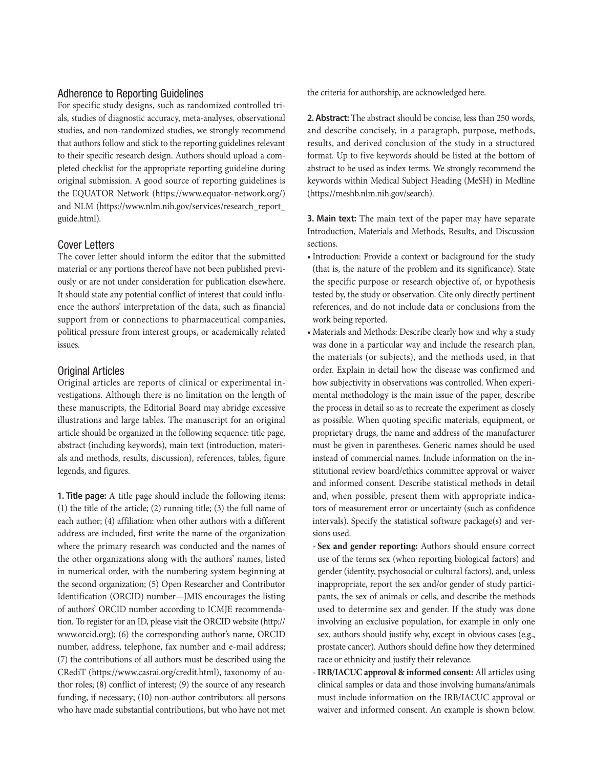## Adherence to Reporting Guidelines

For specific study designs, such as randomized controlled trials, studies of diagnostic accuracy, meta-analyses, observational studies, and non-randomized studies, we strongly recommend that authors follow and stick to the reporting guidelines relevant to their specific research design. Authors should upload a completed checklist for the appropriate reporting guideline during original submission. A good source of reporting guidelines is the EQUATOR Network (https://www.equator-network.org/) and NLM (https://www.nlm.nih.gov/services/research_report_guide.html).

## Cover Letters

The cover letter should inform the editor that the submitted material or any portions thereof have not been published previously or are not under consideration for publication elsewhere. It should state any potential conflict of interest that could influence the authors' interpretation of the data, such as financial support from or connections to pharmaceutical companies, political pressure from interest groups, or academically related issues.

## Original Articles

Original articles are reports of clinical or experimental investigations. Although there is no limitation on the length of these manuscripts, the Editorial Board may abridge excessive illustrations and large tables. The manuscript for an original article should be organized in the following sequence: title page, abstract (including keywords), main text (introduction, materials and methods, results, discussion), references, tables, figure legends, and figures.

**1. Title page:** A title page should include the following items: (1) the title of the article; (2) running title; (3) the full name of each author; (4) affiliation: when other authors with a different address are included, first write the name of the organization where the primary research was conducted and the names of the other organizations along with the authors' names, listed in numerical order, with the numbering system beginning at the second organization; (5) Open Researcher and Contributor Identification (ORCID) number—JMIS encourages the listing of authors' ORCID number according to ICMJE recommendation. To register for an ID, please visit the ORCID website (http://www.orcid.org); (6) the corresponding author's name, ORCID number, address, telephone, fax number and e-mail address; (7) the contributions of all authors must be described using the CRediT (https://www.casrai.org/credit.html), taxonomy of author roles; (8) conflict of interest; (9) the source of any research funding, if necessary; (10) non-author contributors: all persons who have made substantial contributions, but who have not met the criteria for authorship, are acknowledged here.

**2. Abstract:** The abstract should be concise, less than 250 words, and describe concisely, in a paragraph, purpose, methods, results, and derived conclusion of the study in a structured format. Up to five keywords should be listed at the bottom of abstract to be used as index terms. We strongly recommend the keywords within Medical Subject Heading (MeSH) in Medline (https://meshb.nlm.nih.gov/search).

**3. Main text:** The main text of the paper may have separate Introduction, Materials and Methods, Results, and Discussion sections.

- Introduction: Provide a context or background for the study (that is, the nature of the problem and its significance). State the specific purpose or research objective of, or hypothesis tested by, the study or observation. Cite only directly pertinent references, and do not include data or conclusions from the work being reported.
- Materials and Methods: Describe clearly how and why a study was done in a particular way and include the research plan, the materials (or subjects), and the methods used, in that order. Explain in detail how the disease was confirmed and how subjectivity in observations was controlled. When experimental methodology is the main issue of the paper, describe the process in detail so as to recreate the experiment as closely as possible. When quoting specific materials, equipment, or proprietary drugs, the name and address of the manufacturer must be given in parentheses. Generic names should be used instead of commercial names. Include information on the institutional review board/ethics committee approval or waiver and informed consent. Describe statistical methods in detail and, when possible, present them with appropriate indicators of measurement error or uncertainty (such as confidence intervals). Specify the statistical software package(s) and versions used.
  - **Sex and gender reporting:** Authors should ensure correct use of the terms sex (when reporting biological factors) and gender (identity, psychosocial or cultural factors), and, unless inappropriate, report the sex and/or gender of study participants, the sex of animals or cells, and describe the methods used to determine sex and gender. If the study was done involving an exclusive population, for example in only one sex, authors should justify why, except in obvious cases (e.g., prostate cancer). Authors should define how they determined race or ethnicity and justify their relevance.
  - **IRB/IACUC approval & informed consent:** All articles using clinical samples or data and those involving humans/animals must include information on the IRB/IACUC approval or waiver and informed consent. An example is shown below.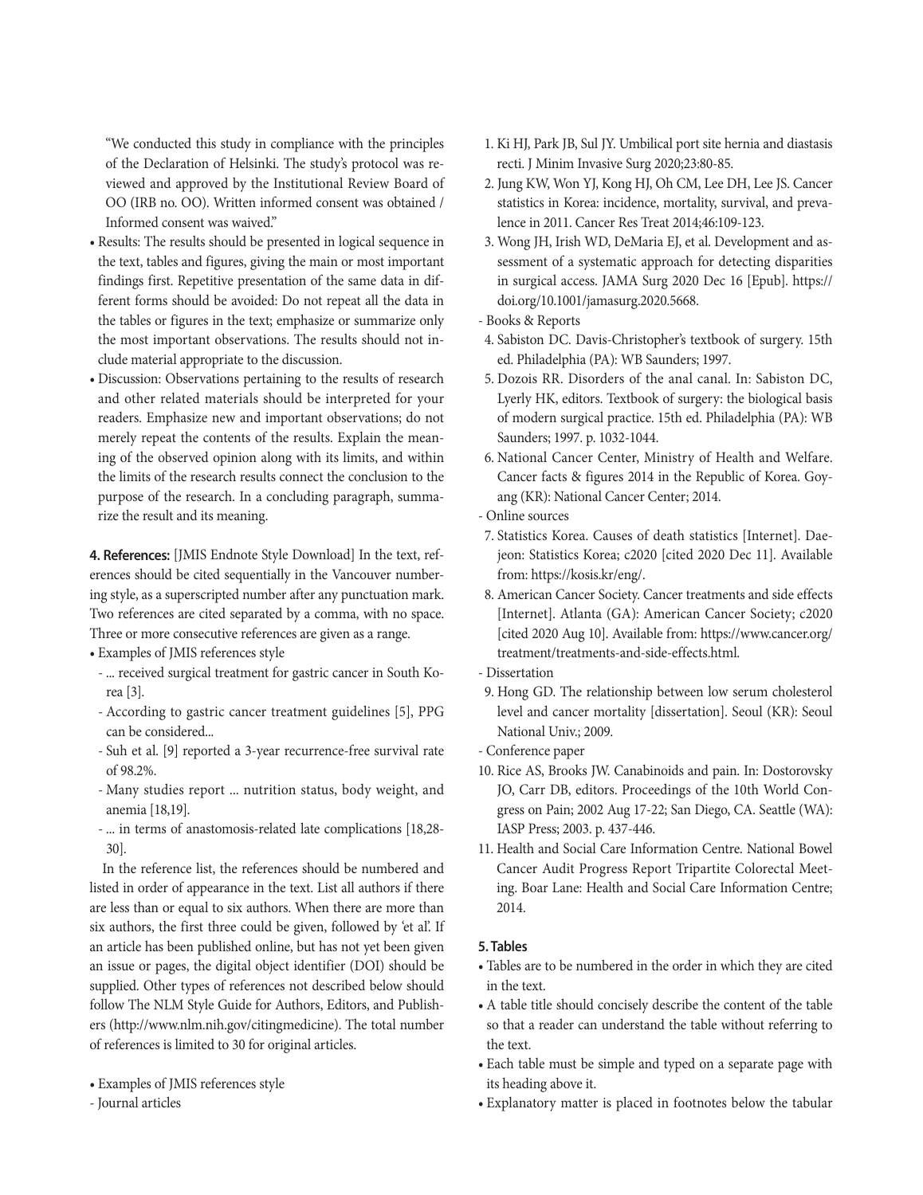"We conducted this study in compliance with the principles of the Declaration of Helsinki. The study's protocol was reviewed and approved by the Institutional Review Board of OO (IRB no. OO). Written informed consent was obtained / Informed consent was waived."

- Results: The results should be presented in logical sequence in the text, tables and figures, giving the main or most important findings first. Repetitive presentation of the same data in different forms should be avoided: Do not repeat all the data in the tables or figures in the text; emphasize or summarize only the most important observations. The results should not include material appropriate to the discussion.
- Discussion: Observations pertaining to the results of research and other related materials should be interpreted for your readers. Emphasize new and important observations; do not merely repeat the contents of the results. Explain the meaning of the observed opinion along with its limits, and within the limits of the research results connect the conclusion to the purpose of the research. In a concluding paragraph, summarize the result and its meaning.

**4. References:** [JMIS Endnote Style Download] In the text, references should be cited sequentially in the Vancouver numbering style, as a superscripted number after any punctuation mark. Two references are cited separated by a comma, with no space. Three or more consecutive references are given as a range.

- Examples of JMIS references style
  - ... received surgical treatment for gastric cancer in South Korea [3].
  - According to gastric cancer treatment guidelines [5], PPG can be considered...
  - Suh et al. [9] reported a 3-year recurrence-free survival rate of 98.2%.
  - Many studies report ... nutrition status, body weight, and anemia [18,19].
  - ... in terms of anastomosis-related late complications [18,28-30].

In the reference list, the references should be numbered and listed in order of appearance in the text. List all authors if there are less than or equal to six authors. When there are more than six authors, the first three could be given, followed by 'et al'. If an article has been published online, but has not yet been given an issue or pages, the digital object identifier (DOI) should be supplied. Other types of references not described below should follow The NLM Style Guide for Authors, Editors, and Publishers (http://www.nlm.nih.gov/citingmedicine). The total number of references is limited to 30 for original articles.

- Examples of JMIS references style

- Journal articles

1. Ki HJ, Park JB, Sul JY. Umbilical port site hernia and diastasis recti. J Minim Invasive Surg 2020;23:80-85.
2. Jung KW, Won YJ, Kong HJ, Oh CM, Lee DH, Lee JS. Cancer statistics in Korea: incidence, mortality, survival, and prevalence in 2011. Cancer Res Treat 2014;46:109-123.
3. Wong JH, Irish WD, DeMaria EJ, et al. Development and assessment of a systematic approach for detecting disparities in surgical access. JAMA Surg 2020 Dec 16 [Epub]. https://doi.org/10.1001/jamasurg.2020.5668.

- Books & Reports

4. Sabiston DC. Davis-Christopher's textbook of surgery. 15th ed. Philadelphia (PA): WB Saunders; 1997.
5. Dozois RR. Disorders of the anal canal. In: Sabiston DC, Lyerly HK, editors. Textbook of surgery: the biological basis of modern surgical practice. 15th ed. Philadelphia (PA): WB Saunders; 1997. p. 1032-1044.
6. National Cancer Center, Ministry of Health and Welfare. Cancer facts & figures 2014 in the Republic of Korea. Goyang (KR): National Cancer Center; 2014.

- Online sources

7. Statistics Korea. Causes of death statistics [Internet]. Daejeon: Statistics Korea; c2020 [cited 2020 Dec 11]. Available from: https://kosis.kr/eng/.
8. American Cancer Society. Cancer treatments and side effects [Internet]. Atlanta (GA): American Cancer Society; c2020 [cited 2020 Aug 10]. Available from: https://www.cancer.org/treatment/treatments-and-side-effects.html.

- Dissertation

9. Hong GD. The relationship between low serum cholesterol level and cancer mortality [dissertation]. Seoul (KR): Seoul National Univ.; 2009.

- Conference paper

10. Rice AS, Brooks JW. Canabinoids and pain. In: Dostorovsky JO, Carr DB, editors. Proceedings of the 10th World Congress on Pain; 2002 Aug 17-22; San Diego, CA. Seattle (WA): IASP Press; 2003. p. 437-446.
11. Health and Social Care Information Centre. National Bowel Cancer Audit Progress Report Tripartite Colorectal Meeting. Boar Lane: Health and Social Care Information Centre; 2014.

**5. Tables**

- Tables are to be numbered in the order in which they are cited in the text.
- A table title should concisely describe the content of the table so that a reader can understand the table without referring to the text.
- Each table must be simple and typed on a separate page with its heading above it.
- Explanatory matter is placed in footnotes below the tabular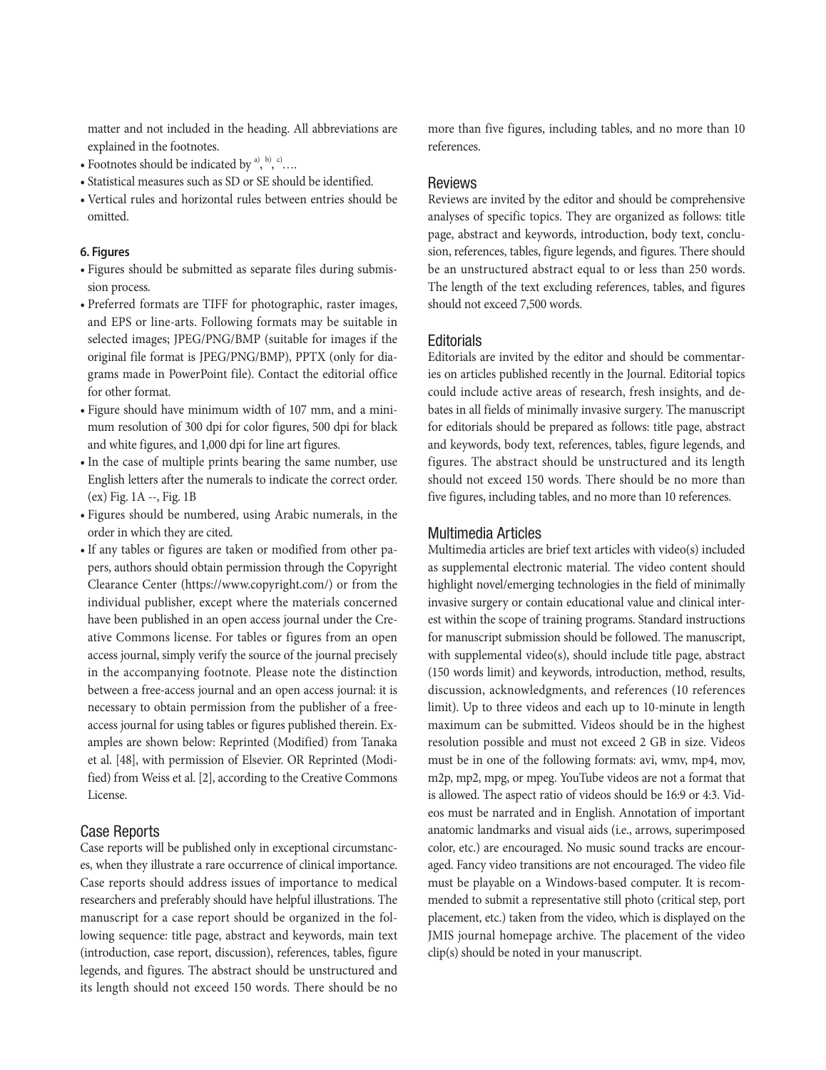matter and not included in the heading. All abbreviations are explained in the footnotes.

- Footnotes should be indicated by [a)], [b)], [c)]….
- Statistical measures such as SD or SE should be identified.
- Vertical rules and horizontal rules between entries should be omitted.

#### 6. Figures

- Figures should be submitted as separate files during submission process.
- Preferred formats are TIFF for photographic, raster images, and EPS or line-arts. Following formats may be suitable in selected images; JPEG/PNG/BMP (suitable for images if the original file format is JPEG/PNG/BMP), PPTX (only for diagrams made in PowerPoint file). Contact the editorial office for other format.
- Figure should have minimum width of 107 mm, and a minimum resolution of 300 dpi for color figures, 500 dpi for black and white figures, and 1,000 dpi for line art figures.
- In the case of multiple prints bearing the same number, use English letters after the numerals to indicate the correct order. (ex) Fig. 1A --, Fig. 1B
- Figures should be numbered, using Arabic numerals, in the order in which they are cited.
- If any tables or figures are taken or modified from other papers, authors should obtain permission through the Copyright Clearance Center (https://www.copyright.com/) or from the individual publisher, except where the materials concerned have been published in an open access journal under the Creative Commons license. For tables or figures from an open access journal, simply verify the source of the journal precisely in the accompanying footnote. Please note the distinction between a free-access journal and an open access journal: it is necessary to obtain permission from the publisher of a free-access journal for using tables or figures published therein. Examples are shown below: Reprinted (Modified) from Tanaka et al. [48], with permission of Elsevier. OR Reprinted (Modified) from Weiss et al. [2], according to the Creative Commons License.

## Case Reports

Case reports will be published only in exceptional circumstances, when they illustrate a rare occurrence of clinical importance. Case reports should address issues of importance to medical researchers and preferably should have helpful illustrations. The manuscript for a case report should be organized in the following sequence: title page, abstract and keywords, main text (introduction, case report, discussion), references, tables, figure legends, and figures. The abstract should be unstructured and its length should not exceed 150 words. There should be no more than five figures, including tables, and no more than 10 references.

## Reviews

Reviews are invited by the editor and should be comprehensive analyses of specific topics. They are organized as follows: title page, abstract and keywords, introduction, body text, conclusion, references, tables, figure legends, and figures. There should be an unstructured abstract equal to or less than 250 words. The length of the text excluding references, tables, and figures should not exceed 7,500 words.

## Editorials

Editorials are invited by the editor and should be commentaries on articles published recently in the Journal. Editorial topics could include active areas of research, fresh insights, and debates in all fields of minimally invasive surgery. The manuscript for editorials should be prepared as follows: title page, abstract and keywords, body text, references, tables, figure legends, and figures. The abstract should be unstructured and its length should not exceed 150 words. There should be no more than five figures, including tables, and no more than 10 references.

## Multimedia Articles

Multimedia articles are brief text articles with video(s) included as supplemental electronic material. The video content should highlight novel/emerging technologies in the field of minimally invasive surgery or contain educational value and clinical interest within the scope of training programs. Standard instructions for manuscript submission should be followed. The manuscript, with supplemental video(s), should include title page, abstract (150 words limit) and keywords, introduction, method, results, discussion, acknowledgments, and references (10 references limit). Up to three videos and each up to 10-minute in length maximum can be submitted. Videos should be in the highest resolution possible and must not exceed 2 GB in size. Videos must be in one of the following formats: avi, wmv, mp4, mov, m2p, mp2, mpg, or mpeg. YouTube videos are not a format that is allowed. The aspect ratio of videos should be 16:9 or 4:3. Videos must be narrated and in English. Annotation of important anatomic landmarks and visual aids (i.e., arrows, superimposed color, etc.) are encouraged. No music sound tracks are encouraged. Fancy video transitions are not encouraged. The video file must be playable on a Windows-based computer. It is recommended to submit a representative still photo (critical step, port placement, etc.) taken from the video, which is displayed on the JMIS journal homepage archive. The placement of the video clip(s) should be noted in your manuscript.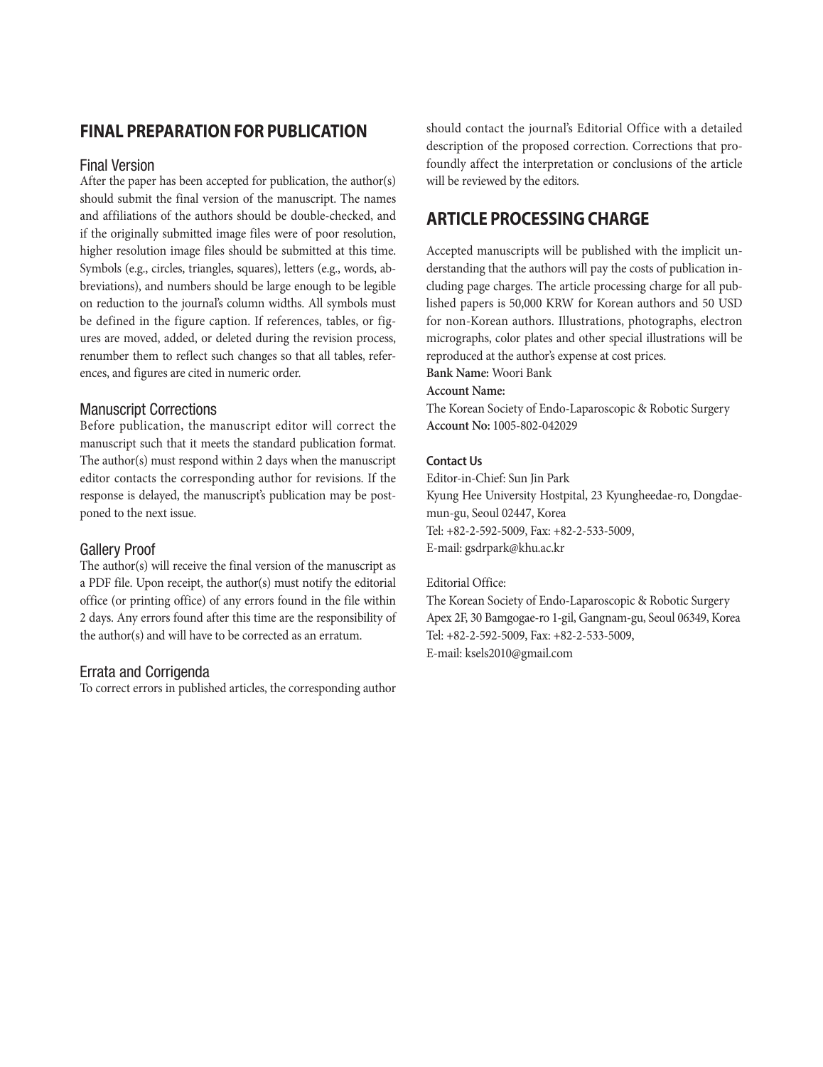## FINAL PREPARATION FOR PUBLICATION

### Final Version

After the paper has been accepted for publication, the author(s) should submit the final version of the manuscript. The names and affiliations of the authors should be double-checked, and if the originally submitted image files were of poor resolution, higher resolution image files should be submitted at this time. Symbols (e.g., circles, triangles, squares), letters (e.g., words, abbreviations), and numbers should be large enough to be legible on reduction to the journal's column widths. All symbols must be defined in the figure caption. If references, tables, or figures are moved, added, or deleted during the revision process, renumber them to reflect such changes so that all tables, references, and figures are cited in numeric order.

### Manuscript Corrections

Before publication, the manuscript editor will correct the manuscript such that it meets the standard publication format. The author(s) must respond within 2 days when the manuscript editor contacts the corresponding author for revisions. If the response is delayed, the manuscript's publication may be postponed to the next issue.

### Gallery Proof

The author(s) will receive the final version of the manuscript as a PDF file. Upon receipt, the author(s) must notify the editorial office (or printing office) of any errors found in the file within 2 days. Any errors found after this time are the responsibility of the author(s) and will have to be corrected as an erratum.

### Errata and Corrigenda

To correct errors in published articles, the corresponding author should contact the journal's Editorial Office with a detailed description of the proposed correction. Corrections that profoundly affect the interpretation or conclusions of the article will be reviewed by the editors.

## ARTICLE PROCESSING CHARGE

Accepted manuscripts will be published with the implicit understanding that the authors will pay the costs of publication including page charges. The article processing charge for all published papers is 50,000 KRW for Korean authors and 50 USD for non-Korean authors. Illustrations, photographs, electron micrographs, color plates and other special illustrations will be reproduced at the author's expense at cost prices.

**Bank Name:** Woori Bank

**Account Name:**

The Korean Society of Endo-Laparoscopic & Robotic Surgery

**Account No:** 1005-802-042029

#### Contact Us

Editor-in-Chief: Sun Jin Park

Kyung Hee University Hostpital, 23 Kyungheedae-ro, Dongdaemun-gu, Seoul 02447, Korea

Tel: +82-2-592-5009, Fax: +82-2-533-5009,

E-mail: gsdrpark@khu.ac.kr

Editorial Office:

The Korean Society of Endo-Laparoscopic & Robotic Surgery

Apex 2F, 30 Bamgogae-ro 1-gil, Gangnam-gu, Seoul 06349, Korea

Tel: +82-2-592-5009, Fax: +82-2-533-5009,

E-mail: ksels2010@gmail.com